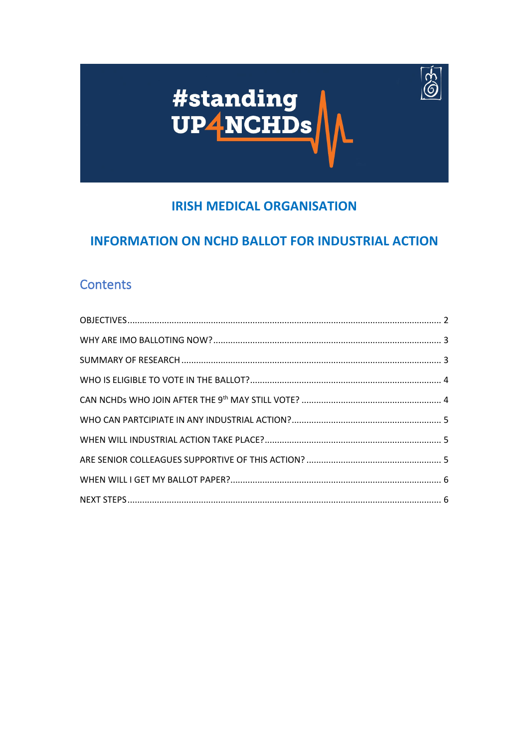#standing UP4NCHDs

# IRISH MEDICAL ORGANISATION

# INFORMATION ON NCHD BALLOT FOR INDUSTRIAL ACTION

## Contents

- OBJECTIVES .......... 2
- WHY ARE IMO BALLOTING NOW? .......... 3
- SUMMARY OF RESEARCH .......... 3
- WHO IS ELIGIBLE TO VOTE IN THE BALLOT? .......... 4
- CAN NCHDs WHO JOIN AFTER THE 9th MAY STILL VOTE? .......... 4
- WHO CAN PARTCIPIATE IN ANY INDUSTRIAL ACTION? .......... 5
- WHEN WILL INDUSTRIAL ACTION TAKE PLACE? .......... 5
- ARE SENIOR COLLEAGUES SUPPORTIVE OF THIS ACTION? .......... 5
- WHEN WILL I GET MY BALLOT PAPER? .......... 6
- NEXT STEPS .......... 6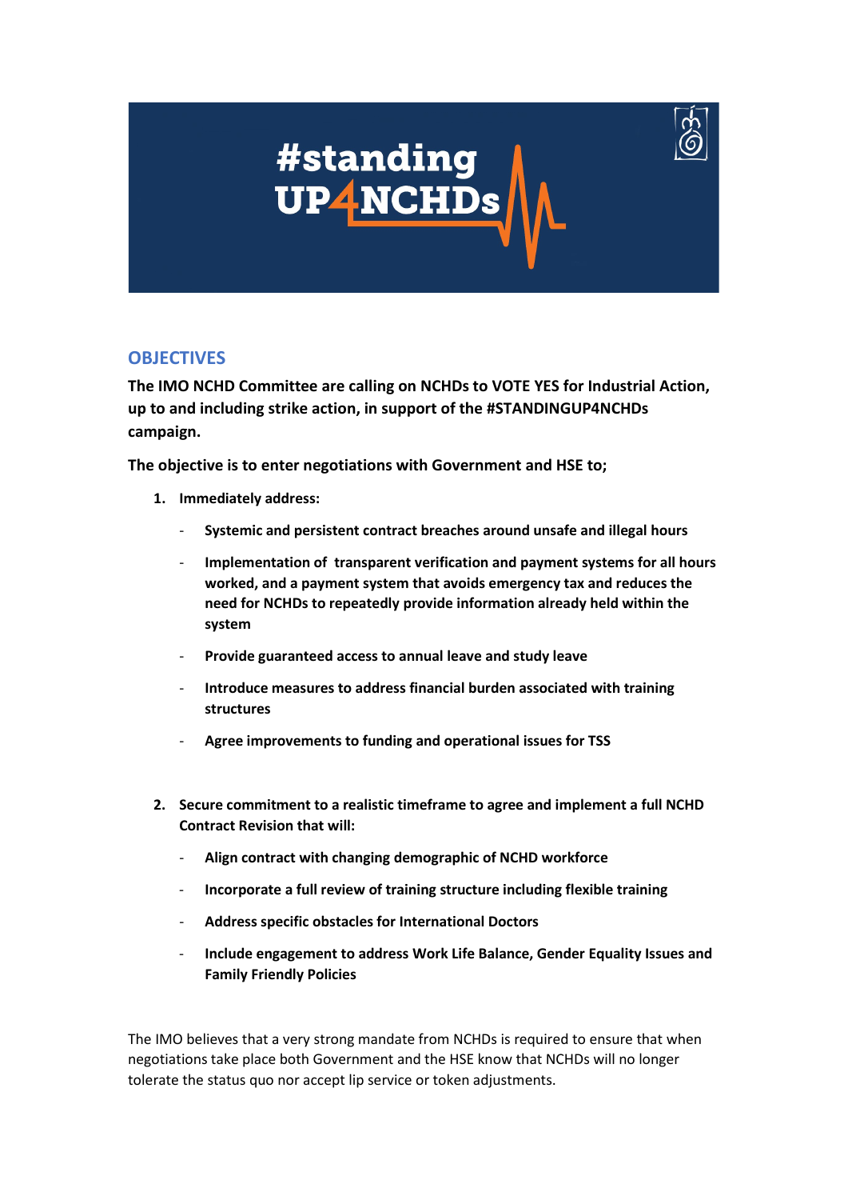# #standing UP4NCHDs

## OBJECTIVES

**The IMO NCHD Committee are calling on NCHDs to VOTE YES for Industrial Action, up to and including strike action, in support of the #STANDINGUP4NCHDs campaign.**

**The objective is to enter negotiations with Government and HSE to;**

1. **Immediately address:**
   - **Systemic and persistent contract breaches around unsafe and illegal hours**
   - **Implementation of transparent verification and payment systems for all hours worked, and a payment system that avoids emergency tax and reduces the need for NCHDs to repeatedly provide information already held within the system**
   - **Provide guaranteed access to annual leave and study leave**
   - **Introduce measures to address financial burden associated with training structures**
   - **Agree improvements to funding and operational issues for TSS**

2. **Secure commitment to a realistic timeframe to agree and implement a full NCHD Contract Revision that will:**
   - **Align contract with changing demographic of NCHD workforce**
   - **Incorporate a full review of training structure including flexible training**
   - **Address specific obstacles for International Doctors**
   - **Include engagement to address Work Life Balance, Gender Equality Issues and Family Friendly Policies**

The IMO believes that a very strong mandate from NCHDs is required to ensure that when negotiations take place both Government and the HSE know that NCHDs will no longer tolerate the status quo nor accept lip service or token adjustments.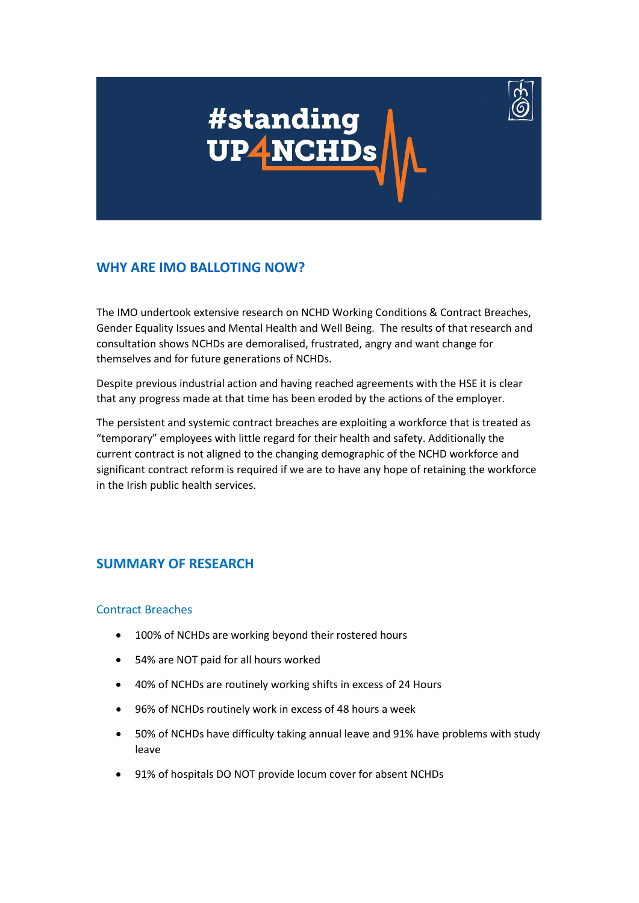# #standing UP4NCHDs

## WHY ARE IMO BALLOTING NOW?

The IMO undertook extensive research on NCHD Working Conditions & Contract Breaches, Gender Equality Issues and Mental Health and Well Being. The results of that research and consultation shows NCHDs are demoralised, frustrated, angry and want change for themselves and for future generations of NCHDs.

Despite previous industrial action and having reached agreements with the HSE it is clear that any progress made at that time has been eroded by the actions of the employer.

The persistent and systemic contract breaches are exploiting a workforce that is treated as "temporary" employees with little regard for their health and safety. Additionally the current contract is not aligned to the changing demographic of the NCHD workforce and significant contract reform is required if we are to have any hope of retaining the workforce in the Irish public health services.

## SUMMARY OF RESEARCH

### Contract Breaches

- 100% of NCHDs are working beyond their rostered hours
- 54% are NOT paid for all hours worked
- 40% of NCHDs are routinely working shifts in excess of 24 Hours
- 96% of NCHDs routinely work in excess of 48 hours a week
- 50% of NCHDs have difficulty taking annual leave and 91% have problems with study leave
- 91% of hospitals DO NOT provide locum cover for absent NCHDs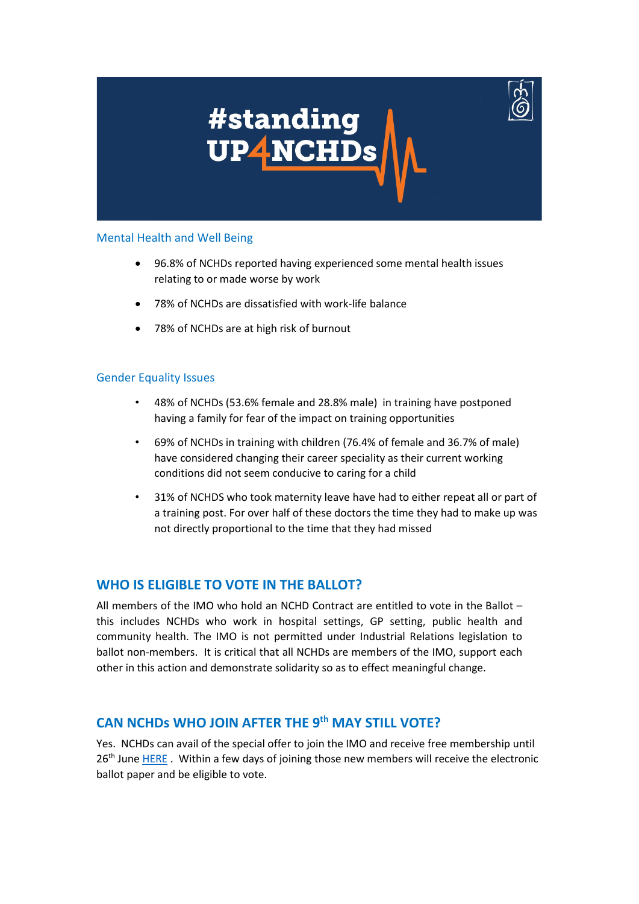# #standing UP4NCHDs

### Mental Health and Well Being

- 96.8% of NCHDs reported having experienced some mental health issues relating to or made worse by work
- 78% of NCHDs are dissatisfied with work-life balance
- 78% of NCHDs are at high risk of burnout

### Gender Equality Issues

- 48% of NCHDs (53.6% female and 28.8% male) in training have postponed having a family for fear of the impact on training opportunities
- 69% of NCHDs in training with children (76.4% of female and 36.7% of male) have considered changing their career speciality as their current working conditions did not seem conducive to caring for a child
- 31% of NCHDS who took maternity leave have had to either repeat all or part of a training post. For over half of these doctors the time they had to make up was not directly proportional to the time that they had missed

## WHO IS ELIGIBLE TO VOTE IN THE BALLOT?

All members of the IMO who hold an NCHD Contract are entitled to vote in the Ballot – this includes NCHDs who work in hospital settings, GP setting, public health and community health. The IMO is not permitted under Industrial Relations legislation to ballot non-members. It is critical that all NCHDs are members of the IMO, support each other in this action and demonstrate solidarity so as to effect meaningful change.

## CAN NCHDs WHO JOIN AFTER THE 9th MAY STILL VOTE?

Yes. NCHDs can avail of the special offer to join the IMO and receive free membership until 26th June HERE . Within a few days of joining those new members will receive the electronic ballot paper and be eligible to vote.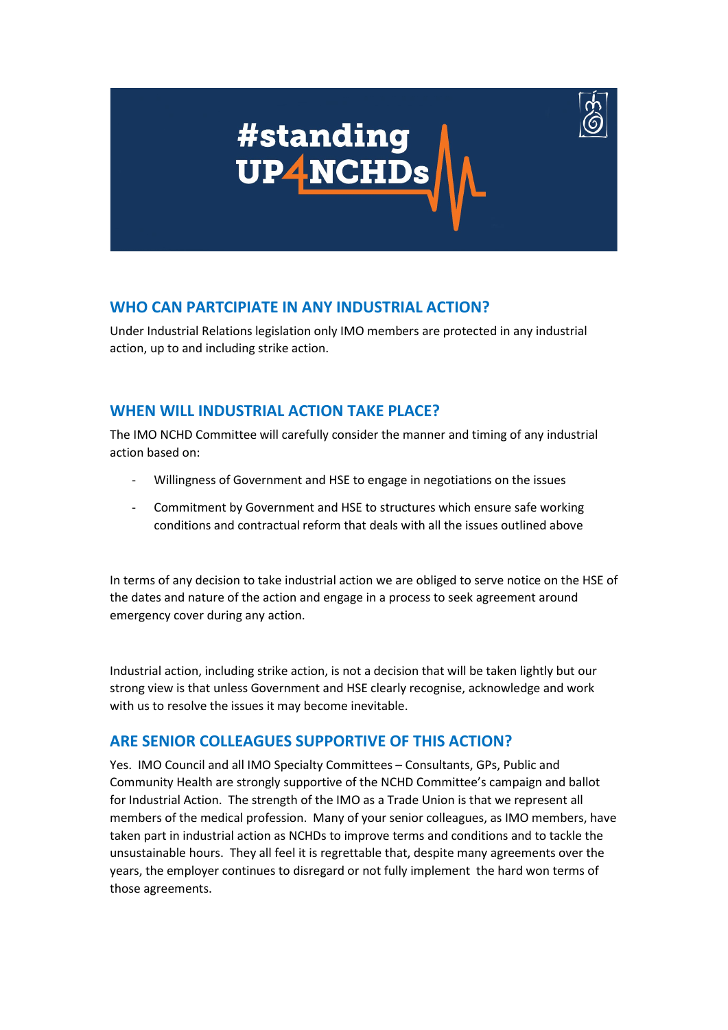# #standing UP4NCHDs

## WHO CAN PARTCIPIATE IN ANY INDUSTRIAL ACTION?

Under Industrial Relations legislation only IMO members are protected in any industrial action, up to and including strike action.

## WHEN WILL INDUSTRIAL ACTION TAKE PLACE?

The IMO NCHD Committee will carefully consider the manner and timing of any industrial action based on:

- Willingness of Government and HSE to engage in negotiations on the issues
- Commitment by Government and HSE to structures which ensure safe working conditions and contractual reform that deals with all the issues outlined above

In terms of any decision to take industrial action we are obliged to serve notice on the HSE of the dates and nature of the action and engage in a process to seek agreement around emergency cover during any action.

Industrial action, including strike action, is not a decision that will be taken lightly but our strong view is that unless Government and HSE clearly recognise, acknowledge and work with us to resolve the issues it may become inevitable.

## ARE SENIOR COLLEAGUES SUPPORTIVE OF THIS ACTION?

Yes. IMO Council and all IMO Specialty Committees – Consultants, GPs, Public and Community Health are strongly supportive of the NCHD Committee's campaign and ballot for Industrial Action. The strength of the IMO as a Trade Union is that we represent all members of the medical profession. Many of your senior colleagues, as IMO members, have taken part in industrial action as NCHDs to improve terms and conditions and to tackle the unsustainable hours. They all feel it is regrettable that, despite many agreements over the years, the employer continues to disregard or not fully implement the hard won terms of those agreements.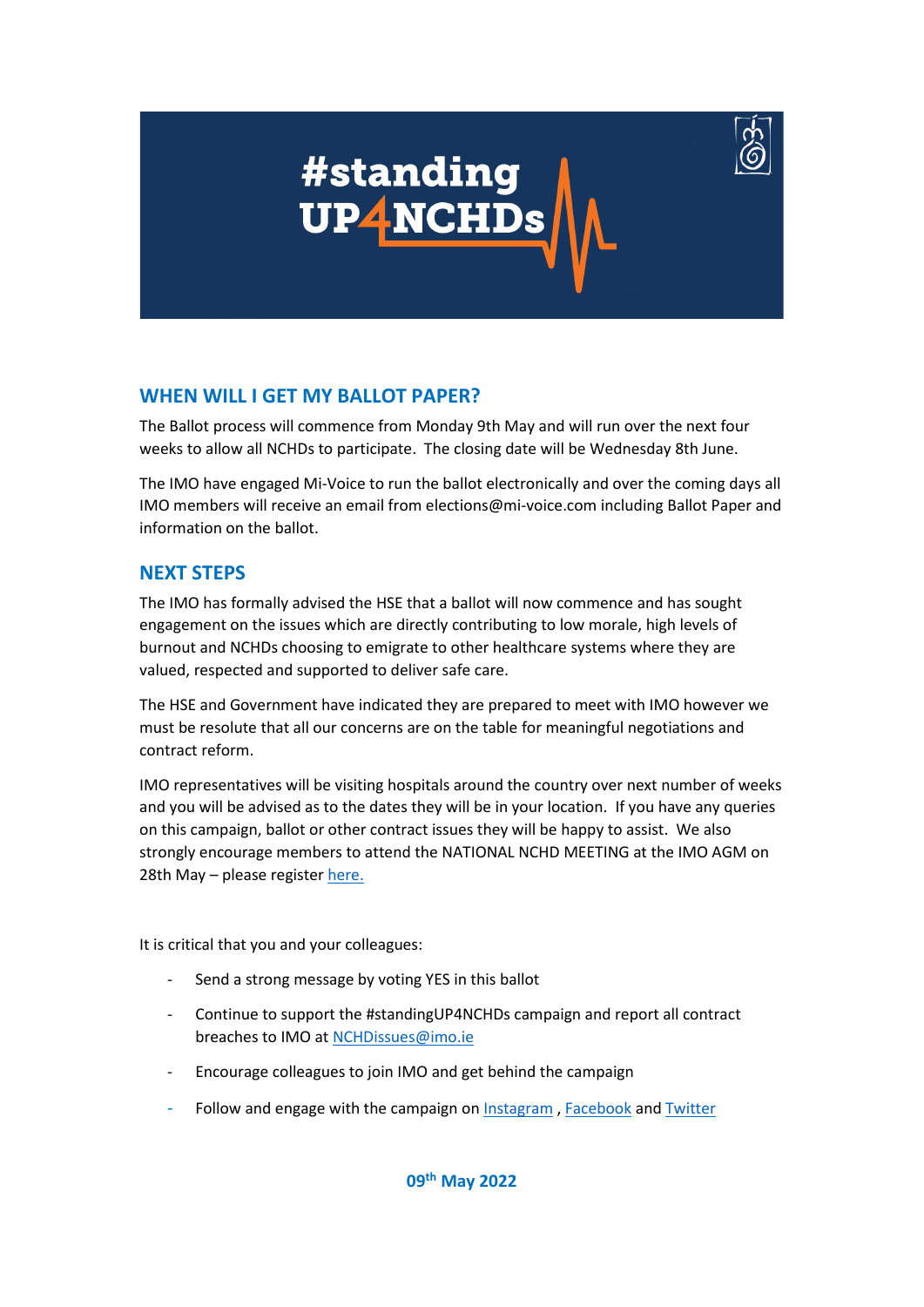#standing UP4NCHDs

## WHEN WILL I GET MY BALLOT PAPER?

The Ballot process will commence from Monday 9th May and will run over the next four weeks to allow all NCHDs to participate. The closing date will be Wednesday 8th June.

The IMO have engaged Mi-Voice to run the ballot electronically and over the coming days all IMO members will receive an email from elections@mi-voice.com including Ballot Paper and information on the ballot.

## NEXT STEPS

The IMO has formally advised the HSE that a ballot will now commence and has sought engagement on the issues which are directly contributing to low morale, high levels of burnout and NCHDs choosing to emigrate to other healthcare systems where they are valued, respected and supported to deliver safe care.

The HSE and Government have indicated they are prepared to meet with IMO however we must be resolute that all our concerns are on the table for meaningful negotiations and contract reform.

IMO representatives will be visiting hospitals around the country over next number of weeks and you will be advised as to the dates they will be in your location. If you have any queries on this campaign, ballot or other contract issues they will be happy to assist. We also strongly encourage members to attend the NATIONAL NCHD MEETING at the IMO AGM on 28th May – please register here.

It is critical that you and your colleagues:

- Send a strong message by voting YES in this ballot
- Continue to support the #standingUP4NCHDs campaign and report all contract breaches to IMO at NCHDissues@imo.ie
- Encourage colleagues to join IMO and get behind the campaign
- Follow and engage with the campaign on Instagram , Facebook and Twitter

**09th May 2022**